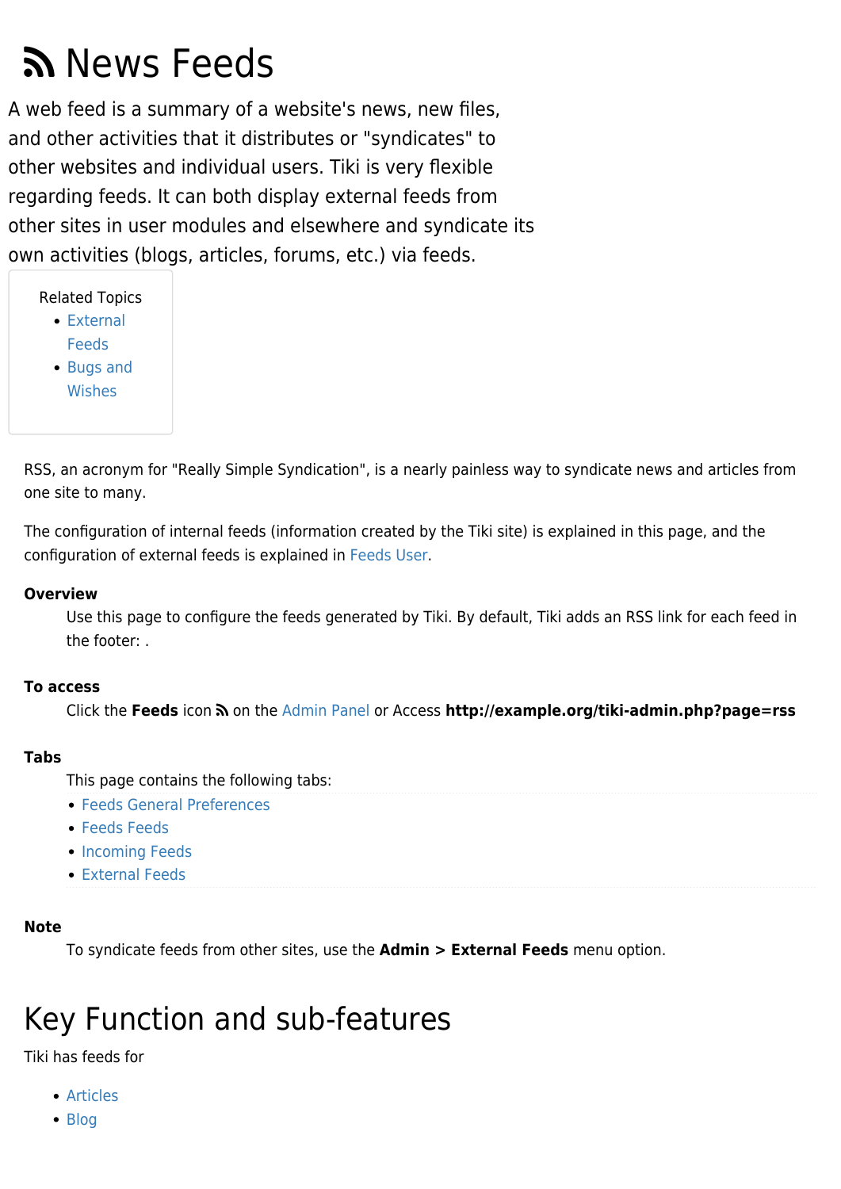# News Feeds

A web feed is a summary of a website's news, new files, and other activities that it distributes or "syndicates" to other websites and individual users. Tiki is very flexible regarding feeds. It can both display external feeds from other sites in user modules and elsewhere and syndicate its own activities (blogs, articles, forums, etc.) via feeds.

Related Topics

- External Feeds
- Bugs and Wishes

RSS, an acronym for "Really Simple Syndication", is a nearly painless way to syndicate news and articles from one site to many.

The configuration of internal feeds (information created by the Tiki site) is explained in this page, and the configuration of external feeds is explained in Feeds User.

**Overview**

Use this page to configure the feeds generated by Tiki. By default, Tiki adds an RSS link for each feed in the footer: .

**To access**

Click the **Feeds** icon on the Admin Panel or Access **http://example.org/tiki-admin.php?page=rss**

**Tabs**

This page contains the following tabs:

- Feeds General Preferences
- Feeds Feeds
- Incoming Feeds
- External Feeds

**Note**

To syndicate feeds from other sites, use the **Admin > External Feeds** menu option.

# Key Function and sub-features

Tiki has feeds for

- Articles
- Blog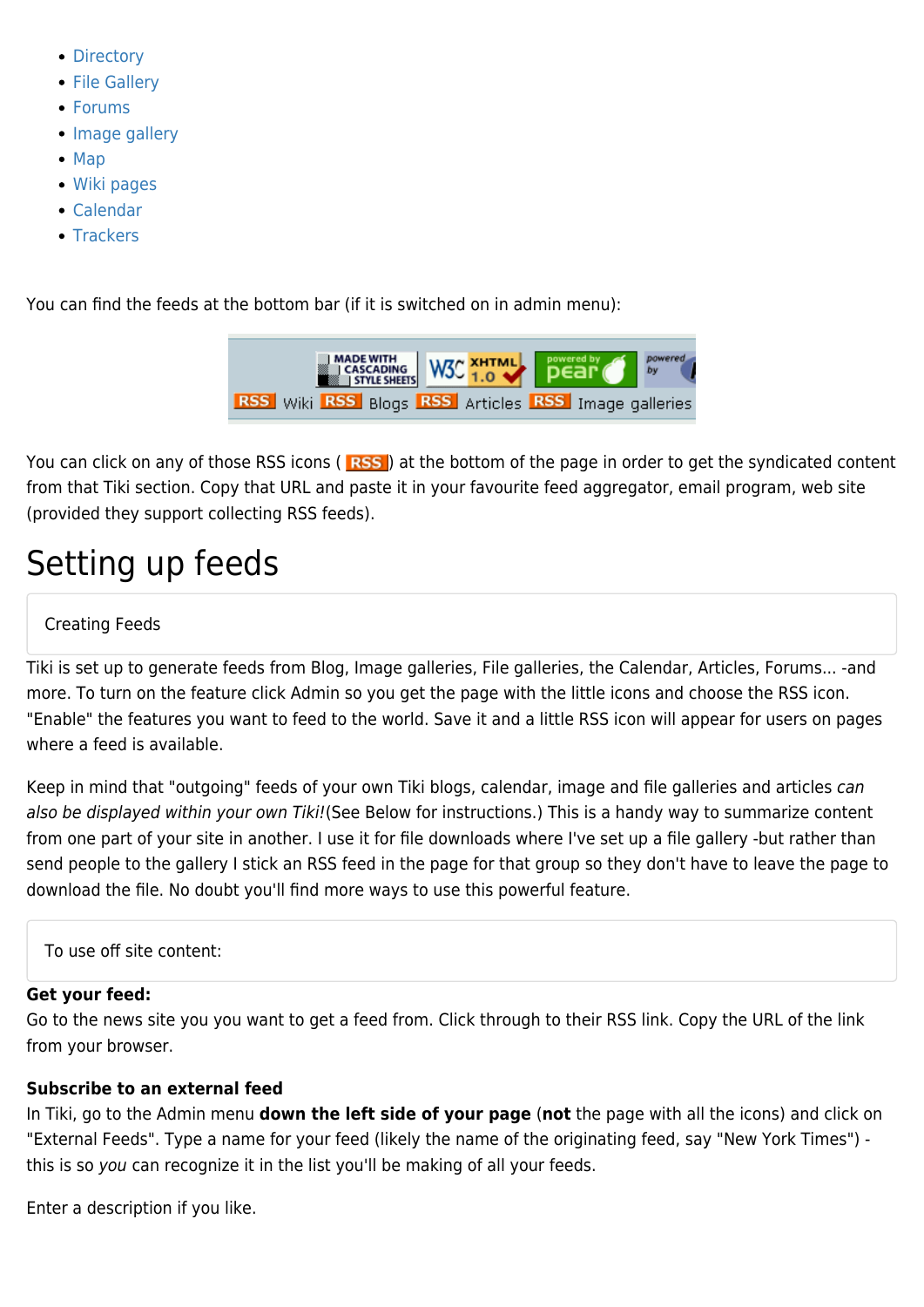- Directory
- File Gallery
- Forums
- Image gallery
- Map
- Wiki pages
- Calendar
- Trackers

You can find the feeds at the bottom bar (if it is switched on in admin menu):

You can click on any of those RSS icons ( RSS ) at the bottom of the page in order to get the syndicated content from that Tiki section. Copy that URL and paste it in your favourite feed aggregator, email program, web site (provided they support collecting RSS feeds).

# Setting up feeds

Creating Feeds

Tiki is set up to generate feeds from Blog, Image galleries, File galleries, the Calendar, Articles, Forums... -and more. To turn on the feature click Admin so you get the page with the little icons and choose the RSS icon. "Enable" the features you want to feed to the world. Save it and a little RSS icon will appear for users on pages where a feed is available.

Keep in mind that "outgoing" feeds of your own Tiki blogs, calendar, image and file galleries and articles *can also be displayed within your own Tiki!*(See Below for instructions.) This is a handy way to summarize content from one part of your site in another. I use it for file downloads where I've set up a file gallery -but rather than send people to the gallery I stick an RSS feed in the page for that group so they don't have to leave the page to download the file. No doubt you'll find more ways to use this powerful feature.

To use off site content:

**Get your feed:**
Go to the news site you you want to get a feed from. Click through to their RSS link. Copy the URL of the link from your browser.

**Subscribe to an external feed**
In Tiki, go to the Admin menu **down the left side of your page** (**not** the page with all the icons) and click on "External Feeds". Type a name for your feed (likely the name of the originating feed, say "New York Times") - this is so *you* can recognize it in the list you'll be making of all your feeds.

Enter a description if you like.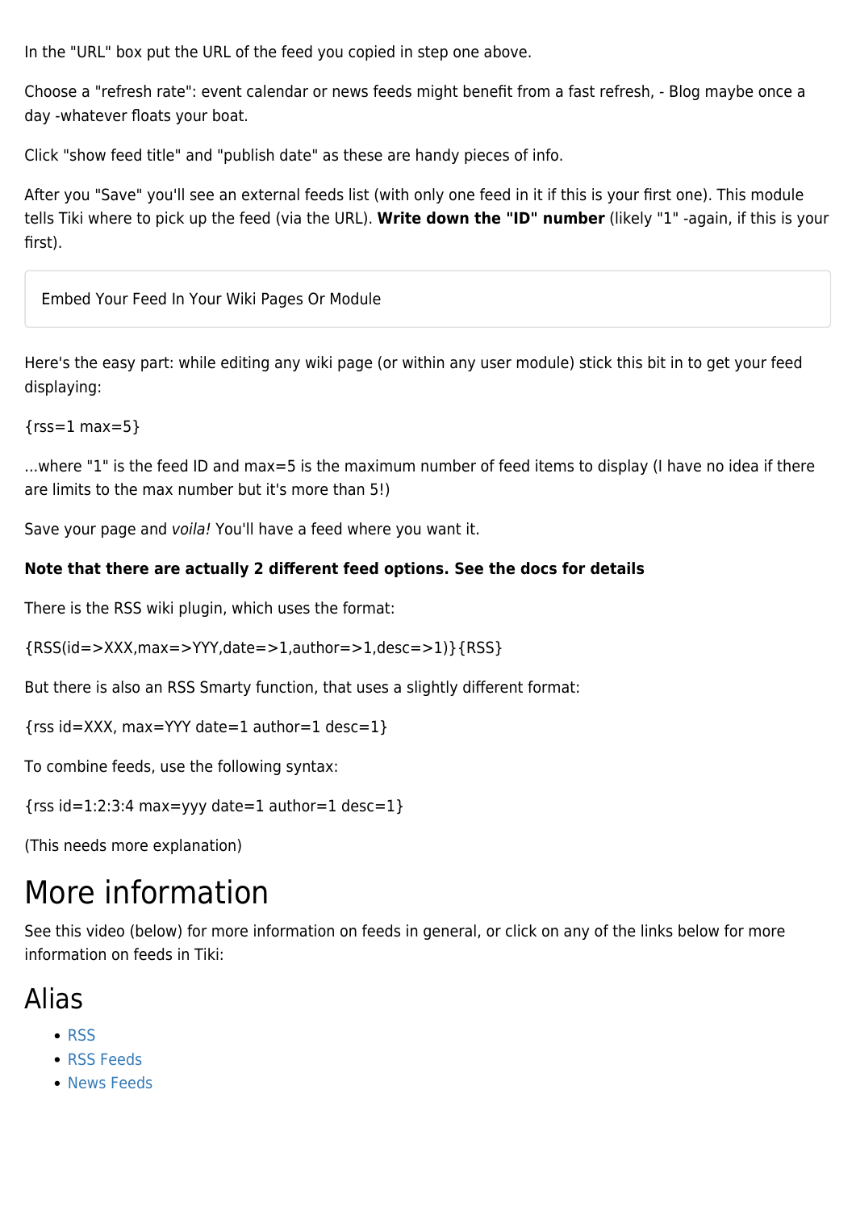In the "URL" box put the URL of the feed you copied in step one above.

Choose a "refresh rate": event calendar or news feeds might benefit from a fast refresh, - Blog maybe once a day -whatever floats your boat.

Click "show feed title" and "publish date" as these are handy pieces of info.

After you "Save" you'll see an external feeds list (with only one feed in it if this is your first one). This module tells Tiki where to pick up the feed (via the URL). **Write down the "ID" number** (likely "1" -again, if this is your first).

Embed Your Feed In Your Wiki Pages Or Module

Here's the easy part: while editing any wiki page (or within any user module) stick this bit in to get your feed displaying:

{rss=1 max=5}

...where "1" is the feed ID and max=5 is the maximum number of feed items to display (I have no idea if there are limits to the max number but it's more than 5!)

Save your page and *voila!* You'll have a feed where you want it.

**Note that there are actually 2 different feed options. See the docs for details**

There is the RSS wiki plugin, which uses the format:

{RSS(id=>XXX,max=>YYY,date=>1,author=>1,desc=>1)}{RSS}

But there is also an RSS Smarty function, that uses a slightly different format:

{rss id=XXX, max=YYY date=1 author=1 desc=1}

To combine feeds, use the following syntax:

{rss id=1:2:3:4 max=yyy date=1 author=1 desc=1}

(This needs more explanation)

# More information

See this video (below) for more information on feeds in general, or click on any of the links below for more information on feeds in Tiki:

## Alias

- RSS
- RSS Feeds
- News Feeds